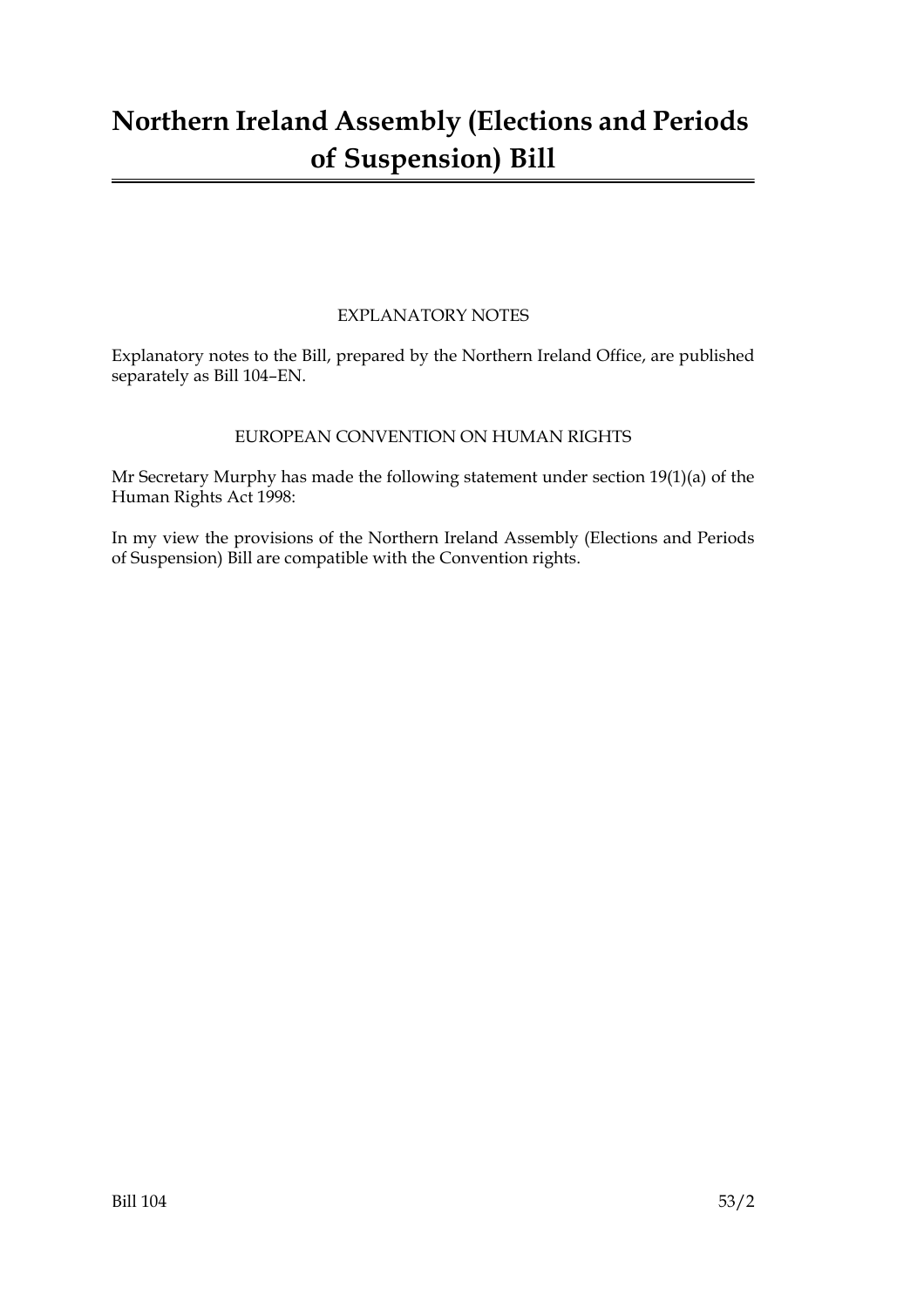# Northern Ireland Assembly (Elections and Periods of Suspension) Bill

## EXPLANATORY NOTES

Explanatory notes to the Bill, prepared by the Northern Ireland Office, are published separately as Bill 104–EN.

## EUROPEAN CONVENTION ON HUMAN RIGHTS

Mr Secretary Murphy has made the following statement under section 19(1)(a) of the Human Rights Act 1998:

In my view the provisions of the Northern Ireland Assembly (Elections and Periods of Suspension) Bill are compatible with the Convention rights.

Bill 104 53/2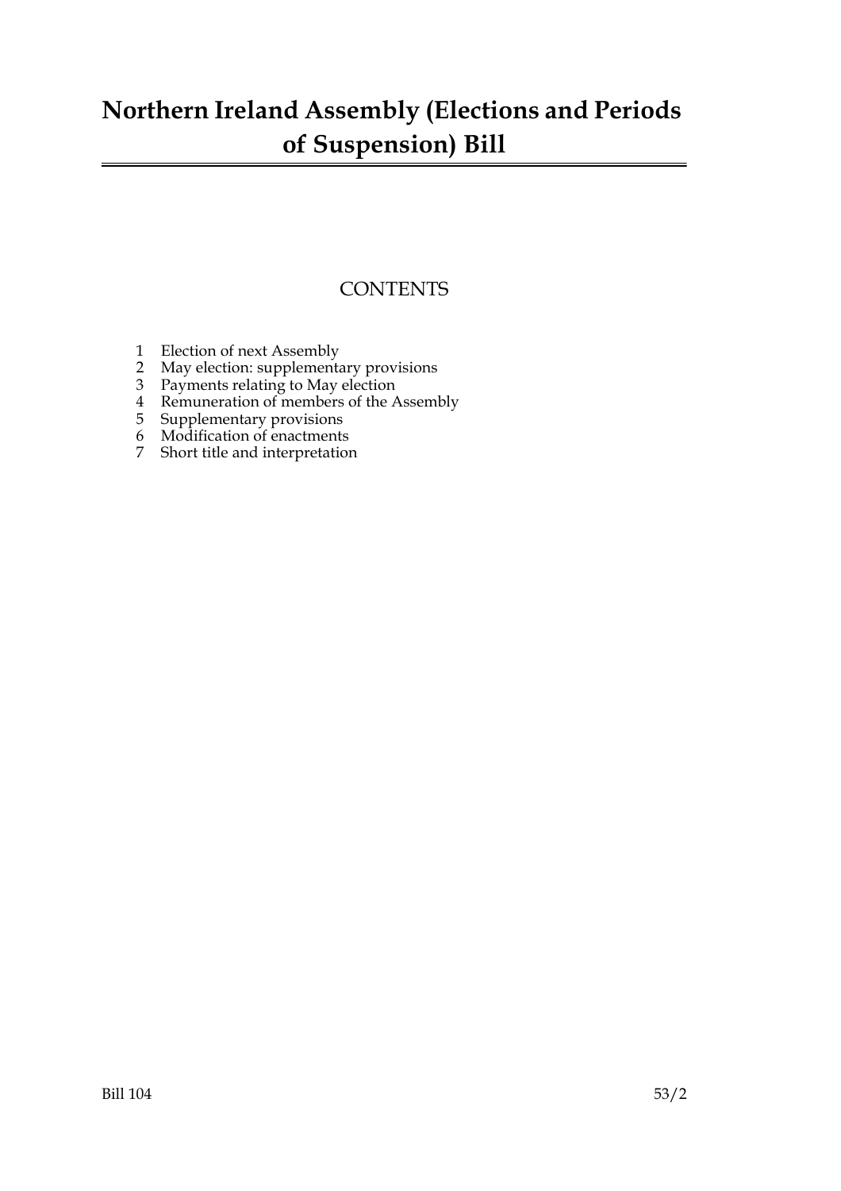# Northern Ireland Assembly (Elections and Periods of Suspension) Bill

## CONTENTS

1 Election of next Assembly
2 May election: supplementary provisions
3 Payments relating to May election
4 Remuneration of members of the Assembly
5 Supplementary provisions
6 Modification of enactments
7 Short title and interpretation

Bill 104 53/2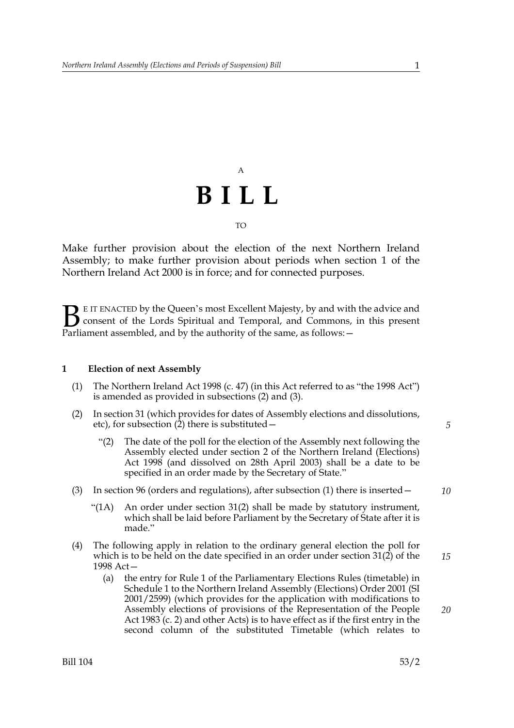A

# B I L L

TO

Make further provision about the election of the next Northern Ireland Assembly; to make further provision about periods when section 1 of the Northern Ireland Act 2000 is in force; and for connected purposes.

BE IT ENACTED by the Queen's most Excellent Majesty, by and with the advice and consent of the Lords Spiritual and Temporal, and Commons, in this present Parliament assembled, and by the authority of the same, as follows:—

## 1 Election of next Assembly

(1) The Northern Ireland Act 1998 (c. 47) (in this Act referred to as "the 1998 Act") is amended as provided in subsections (2) and (3).

(2) In section 31 (which provides for dates of Assembly elections and dissolutions, etc), for subsection (2) there is substituted—

"(2) The date of the poll for the election of the Assembly next following the Assembly elected under section 2 of the Northern Ireland (Elections) Act 1998 (and dissolved on 28th April 2003) shall be a date to be specified in an order made by the Secretary of State."

(3) In section 96 (orders and regulations), after subsection (1) there is inserted—

"(1A) An order under section 31(2) shall be made by statutory instrument, which shall be laid before Parliament by the Secretary of State after it is made."

(4) The following apply in relation to the ordinary general election the poll for which is to be held on the date specified in an order under section 31(2) of the 1998 Act—

(a) the entry for Rule 1 of the Parliamentary Elections Rules (timetable) in Schedule 1 to the Northern Ireland Assembly (Elections) Order 2001 (SI 2001/2599) (which provides for the application with modifications to Assembly elections of provisions of the Representation of the People Act 1983 (c. 2) and other Acts) is to have effect as if the first entry in the second column of the substituted Timetable (which relates to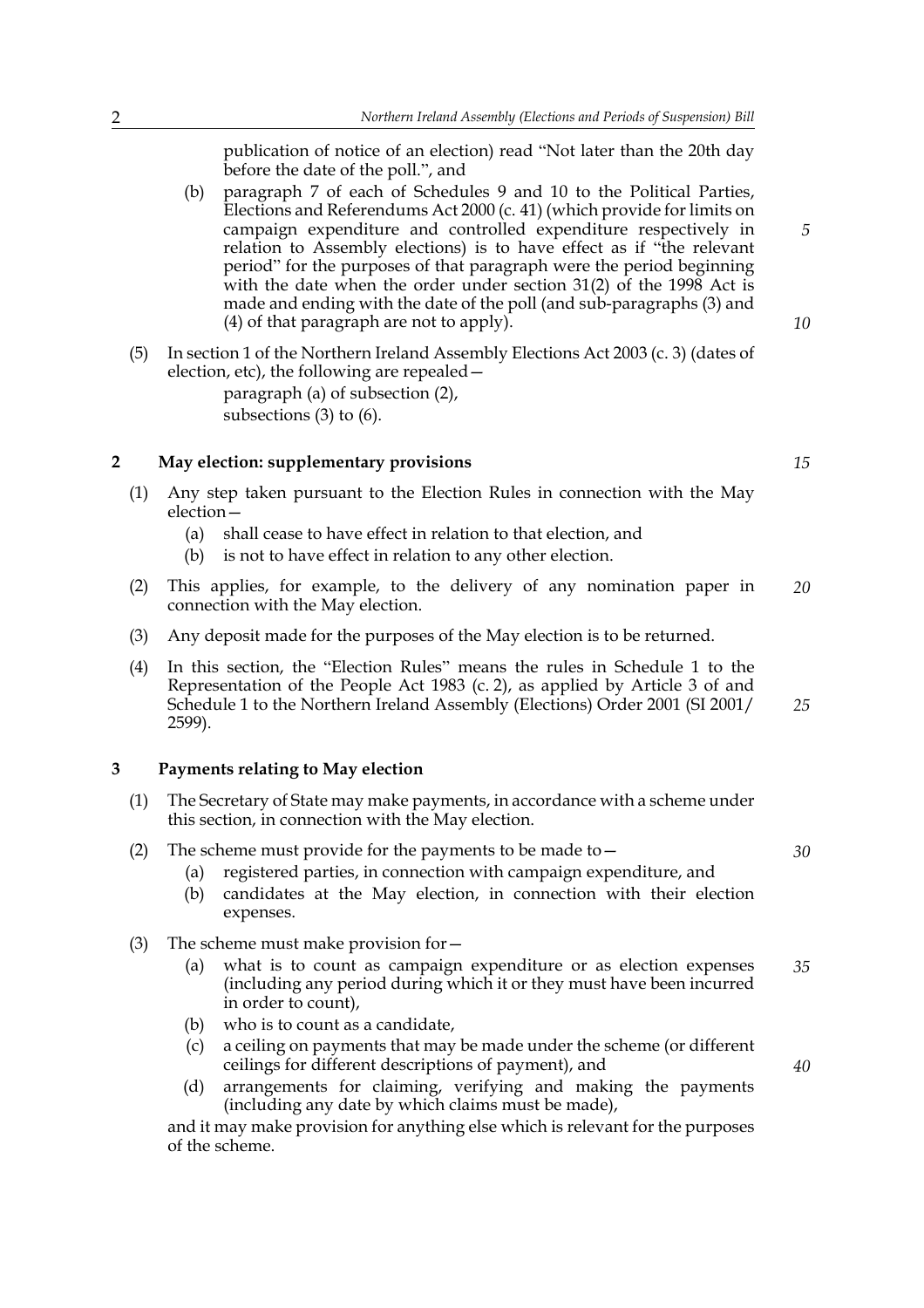publication of notice of an election) read "Not later than the 20th day before the date of the poll.", and

(b) paragraph 7 of each of Schedules 9 and 10 to the Political Parties, Elections and Referendums Act 2000 (c. 41) (which provide for limits on campaign expenditure and controlled expenditure respectively in relation to Assembly elections) is to have effect as if "the relevant period" for the purposes of that paragraph were the period beginning with the date when the order under section 31(2) of the 1998 Act is made and ending with the date of the poll (and sub-paragraphs (3) and (4) of that paragraph are not to apply).

(5) In section 1 of the Northern Ireland Assembly Elections Act 2003 (c. 3) (dates of election, etc), the following are repealed—

paragraph (a) of subsection (2),
subsections (3) to (6).

## 2 May election: supplementary provisions

(1) Any step taken pursuant to the Election Rules in connection with the May election—

(a) shall cease to have effect in relation to that election, and
(b) is not to have effect in relation to any other election.

(2) This applies, for example, to the delivery of any nomination paper in connection with the May election.

(3) Any deposit made for the purposes of the May election is to be returned.

(4) In this section, the "Election Rules" means the rules in Schedule 1 to the Representation of the People Act 1983 (c. 2), as applied by Article 3 of and Schedule 1 to the Northern Ireland Assembly (Elections) Order 2001 (SI 2001/2599).

## 3 Payments relating to May election

(1) The Secretary of State may make payments, in accordance with a scheme under this section, in connection with the May election.

(2) The scheme must provide for the payments to be made to—

(a) registered parties, in connection with campaign expenditure, and
(b) candidates at the May election, in connection with their election expenses.

(3) The scheme must make provision for—

(a) what is to count as campaign expenditure or as election expenses (including any period during which it or they must have been incurred in order to count),
(b) who is to count as a candidate,
(c) a ceiling on payments that may be made under the scheme (or different ceilings for different descriptions of payment), and
(d) arrangements for claiming, verifying and making the payments (including any date by which claims must be made),

and it may make provision for anything else which is relevant for the purposes of the scheme.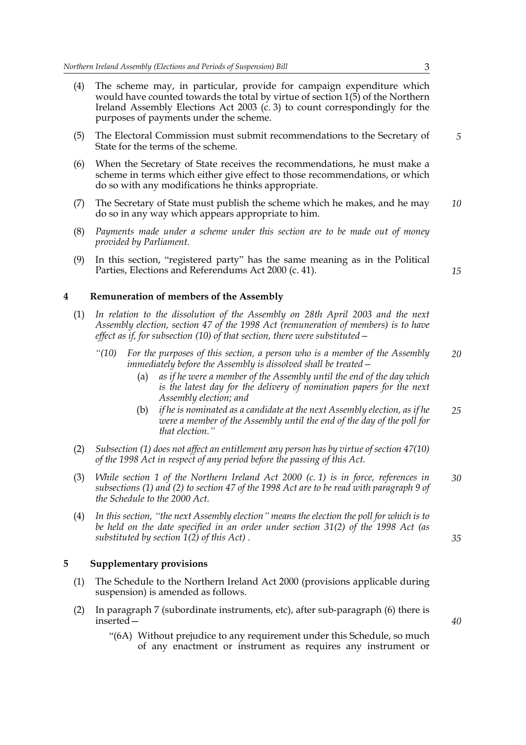(4) The scheme may, in particular, provide for campaign expenditure which would have counted towards the total by virtue of section 1(5) of the Northern Ireland Assembly Elections Act 2003 (c. 3) to count correspondingly for the purposes of payments under the scheme.

(5) The Electoral Commission must submit recommendations to the Secretary of State for the terms of the scheme.

(6) When the Secretary of State receives the recommendations, he must make a scheme in terms which either give effect to those recommendations, or which do so with any modifications he thinks appropriate.

(7) The Secretary of State must publish the scheme which he makes, and he may do so in any way which appears appropriate to him.

(8) *Payments made under a scheme under this section are to be made out of money provided by Parliament.*

(9) In this section, "registered party" has the same meaning as in the Political Parties, Elections and Referendums Act 2000 (c. 41).

## 4 Remuneration of members of the Assembly

(1) *In relation to the dissolution of the Assembly on 28th April 2003 and the next Assembly election, section 47 of the 1998 Act (remuneration of members) is to have effect as if, for subsection (10) of that section, there were substituted—*

> *"(10) For the purposes of this section, a person who is a member of the Assembly immediately before the Assembly is dissolved shall be treated—*
>
> *(a) as if he were a member of the Assembly until the end of the day which is the latest day for the delivery of nomination papers for the next Assembly election; and*
>
> *(b) if he is nominated as a candidate at the next Assembly election, as if he were a member of the Assembly until the end of the day of the poll for that election."*

(2) *Subsection (1) does not affect an entitlement any person has by virtue of section 47(10) of the 1998 Act in respect of any period before the passing of this Act.*

(3) *While section 1 of the Northern Ireland Act 2000 (c. 1) is in force, references in subsections (1) and (2) to section 47 of the 1998 Act are to be read with paragraph 9 of the Schedule to the 2000 Act.*

(4) *In this section, "the next Assembly election" means the election the poll for which is to be held on the date specified in an order under section 31(2) of the 1998 Act (as substituted by section 1(2) of this Act) .*

## 5 Supplementary provisions

(1) The Schedule to the Northern Ireland Act 2000 (provisions applicable during suspension) is amended as follows.

(2) In paragraph 7 (subordinate instruments, etc), after sub-paragraph (6) there is inserted—

> "(6A) Without prejudice to any requirement under this Schedule, so much of any enactment or instrument as requires any instrument or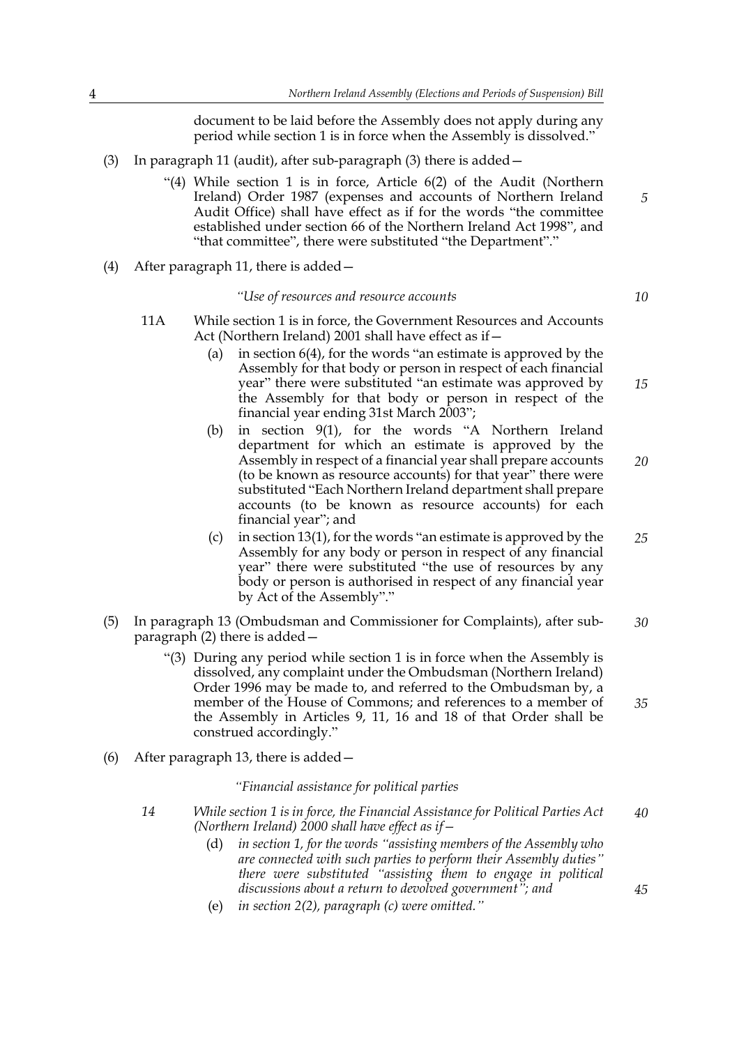document to be laid before the Assembly does not apply during any period while section 1 is in force when the Assembly is dissolved."

(3) In paragraph 11 (audit), after sub-paragraph (3) there is added—

"(4) While section 1 is in force, Article 6(2) of the Audit (Northern Ireland) Order 1987 (expenses and accounts of Northern Ireland Audit Office) shall have effect as if for the words "the committee established under section 66 of the Northern Ireland Act 1998", and "that committee", there were substituted "the Department"."

(4) After paragraph 11, there is added—

*"Use of resources and resource accounts*

11A While section 1 is in force, the Government Resources and Accounts Act (Northern Ireland) 2001 shall have effect as if—

(a) in section 6(4), for the words "an estimate is approved by the Assembly for that body or person in respect of each financial year" there were substituted "an estimate was approved by the Assembly for that body or person in respect of the financial year ending 31st March 2003";

(b) in section 9(1), for the words "A Northern Ireland department for which an estimate is approved by the Assembly in respect of a financial year shall prepare accounts (to be known as resource accounts) for that year" there were substituted "Each Northern Ireland department shall prepare accounts (to be known as resource accounts) for each financial year"; and

(c) in section 13(1), for the words "an estimate is approved by the Assembly for any body or person in respect of any financial year" there were substituted "the use of resources by any body or person is authorised in respect of any financial year by Act of the Assembly"."

(5) In paragraph 13 (Ombudsman and Commissioner for Complaints), after sub-paragraph (2) there is added—

"(3) During any period while section 1 is in force when the Assembly is dissolved, any complaint under the Ombudsman (Northern Ireland) Order 1996 may be made to, and referred to the Ombudsman by, a member of the House of Commons; and references to a member of the Assembly in Articles 9, 11, 16 and 18 of that Order shall be construed accordingly."

(6) After paragraph 13, there is added—

*"Financial assistance for political parties*

*14 While section 1 is in force, the Financial Assistance for Political Parties Act (Northern Ireland) 2000 shall have effect as if—*

*(d) in section 1, for the words "assisting members of the Assembly who are connected with such parties to perform their Assembly duties" there were substituted "assisting them to engage in political discussions about a return to devolved government"; and*

*(e) in section 2(2), paragraph (c) were omitted."*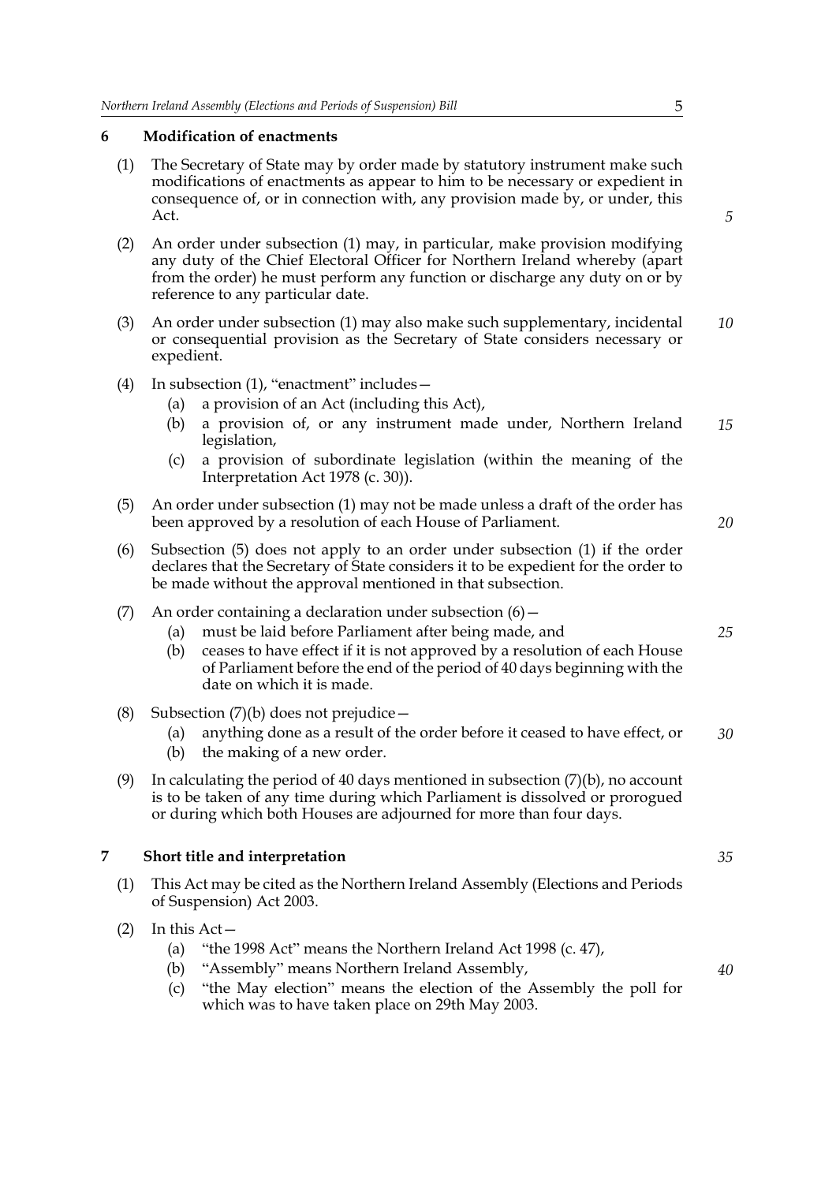## 6 Modification of enactments

(1) The Secretary of State may by order made by statutory instrument make such modifications of enactments as appear to him to be necessary or expedient in consequence of, or in connection with, any provision made by, or under, this Act.

(2) An order under subsection (1) may, in particular, make provision modifying any duty of the Chief Electoral Officer for Northern Ireland whereby (apart from the order) he must perform any function or discharge any duty on or by reference to any particular date.

(3) An order under subsection (1) may also make such supplementary, incidental or consequential provision as the Secretary of State considers necessary or expedient.

(4) In subsection (1), "enactment" includes—

- (a) a provision of an Act (including this Act),
- (b) a provision of, or any instrument made under, Northern Ireland legislation,
- (c) a provision of subordinate legislation (within the meaning of the Interpretation Act 1978 (c. 30)).

(5) An order under subsection (1) may not be made unless a draft of the order has been approved by a resolution of each House of Parliament.

(6) Subsection (5) does not apply to an order under subsection (1) if the order declares that the Secretary of State considers it to be expedient for the order to be made without the approval mentioned in that subsection.

(7) An order containing a declaration under subsection (6)—

- (a) must be laid before Parliament after being made, and
- (b) ceases to have effect if it is not approved by a resolution of each House of Parliament before the end of the period of 40 days beginning with the date on which it is made.

(8) Subsection (7)(b) does not prejudice—

- (a) anything done as a result of the order before it ceased to have effect, or
- (b) the making of a new order.

(9) In calculating the period of 40 days mentioned in subsection (7)(b), no account is to be taken of any time during which Parliament is dissolved or prorogued or during which both Houses are adjourned for more than four days.

## 7 Short title and interpretation

(1) This Act may be cited as the Northern Ireland Assembly (Elections and Periods of Suspension) Act 2003.

(2) In this Act—

- (a) "the 1998 Act" means the Northern Ireland Act 1998 (c. 47),
- (b) "Assembly" means Northern Ireland Assembly,
- (c) "the May election" means the election of the Assembly the poll for which was to have taken place on 29th May 2003.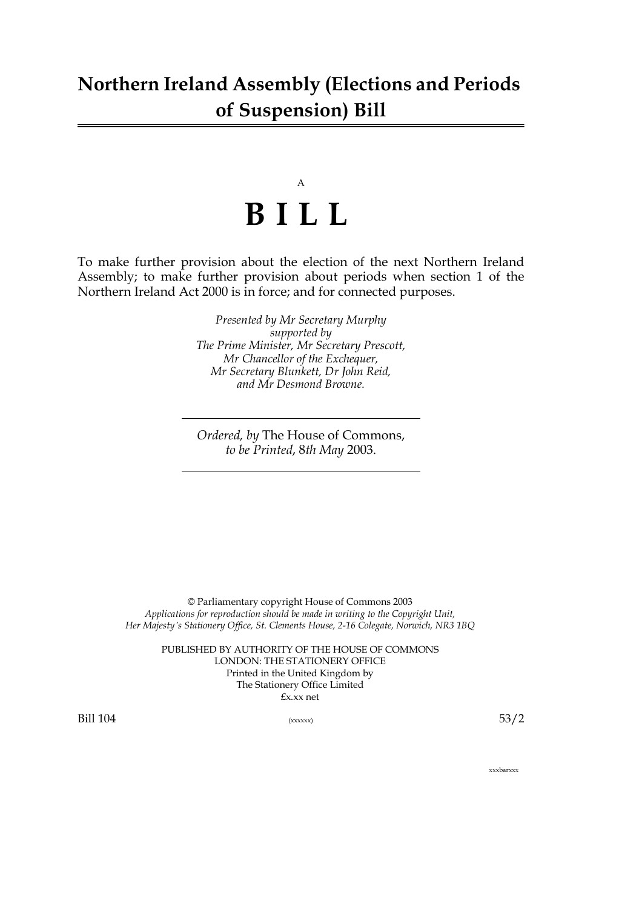# Northern Ireland Assembly (Elections and Periods of Suspension) Bill

A

# B I L L

To make further provision about the election of the next Northern Ireland Assembly; to make further provision about periods when section 1 of the Northern Ireland Act 2000 is in force; and for connected purposes.

*Presented by Mr Secretary Murphy*
*supported by*
*The Prime Minister, Mr Secretary Prescott,*
*Mr Chancellor of the Exchequer,*
*Mr Secretary Blunkett, Dr John Reid,*
*and Mr Desmond Browne.*

*Ordered, by* The House of Commons,
*to be Printed*, 8*th May* 2003.

© Parliamentary copyright House of Commons 2003
*Applications for reproduction should be made in writing to the Copyright Unit, Her Majesty's Stationery Office, St. Clements House, 2-16 Colegate, Norwich, NR3 1BQ*

PUBLISHED BY AUTHORITY OF THE HOUSE OF COMMONS
LONDON: THE STATIONERY OFFICE
Printed in the United Kingdom by
The Stationery Office Limited
£x.xx net

Bill 104 (xxxxxx) 53/2

xxxbarxxx